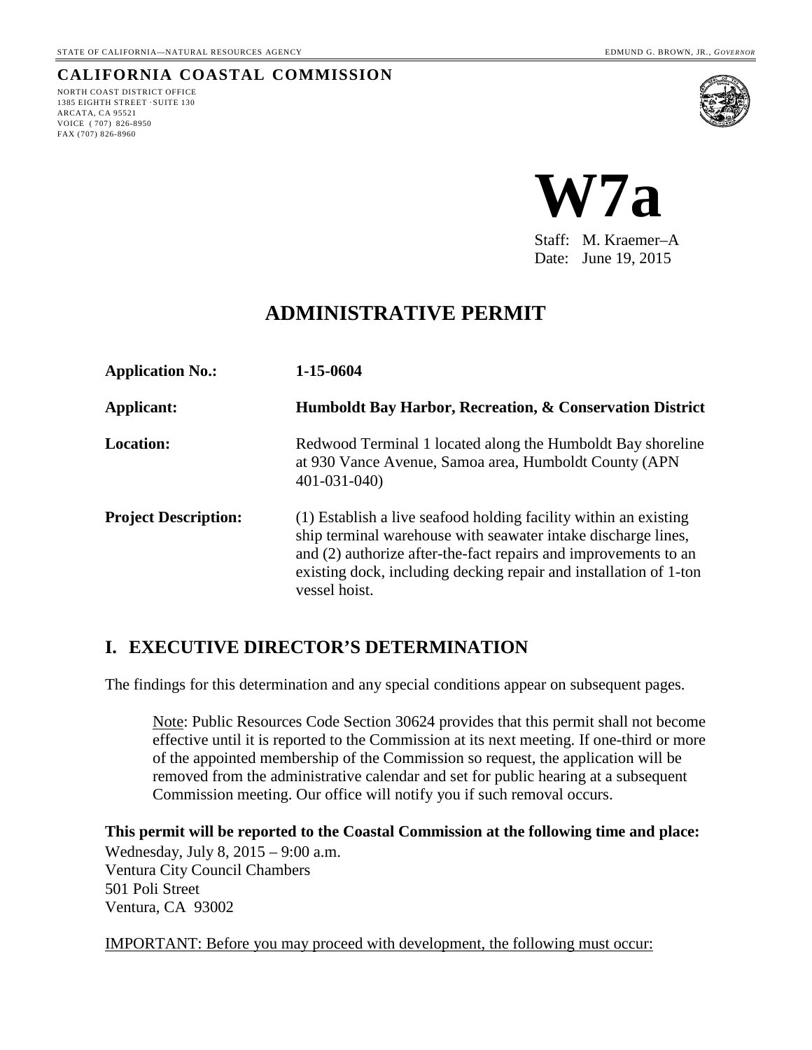STATE OF CALIFORNIA—NATURAL RESOURCES AGENCY

EDMUND G. BROWN, JR., *GOVERNOR*

**CALIFORNIA COASTAL COMMISSION**

NORTH COAST DISTRICT OFFICE
1385 EIGHTH STREET ·SUITE 130
ARCATA, CA 95521
VOICE ( 707) 826-8950
FAX (707) 826-8960

# W7a

Staff: M. Kraemer–A
Date: June 19, 2015

# ADMINISTRATIVE PERMIT

| | |
|---|---|
| **Application No.:** | **1-15-0604** |
| **Applicant:** | **Humboldt Bay Harbor, Recreation, & Conservation District** |
| **Location:** | Redwood Terminal 1 located along the Humboldt Bay shoreline at 930 Vance Avenue, Samoa area, Humboldt County (APN 401-031-040) |
| **Project Description:** | (1) Establish a live seafood holding facility within an existing ship terminal warehouse with seawater intake discharge lines, and (2) authorize after-the-fact repairs and improvements to an existing dock, including decking repair and installation of 1-ton vessel hoist. |

## I. EXECUTIVE DIRECTOR'S DETERMINATION

The findings for this determination and any special conditions appear on subsequent pages.

> Note: Public Resources Code Section 30624 provides that this permit shall not become effective until it is reported to the Commission at its next meeting. If one-third or more of the appointed membership of the Commission so request, the application will be removed from the administrative calendar and set for public hearing at a subsequent Commission meeting. Our office will notify you if such removal occurs.

**This permit will be reported to the Coastal Commission at the following time and place:**
Wednesday, July 8, 2015 – 9:00 a.m.
Ventura City Council Chambers
501 Poli Street
Ventura, CA 93002

IMPORTANT: Before you may proceed with development, the following must occur: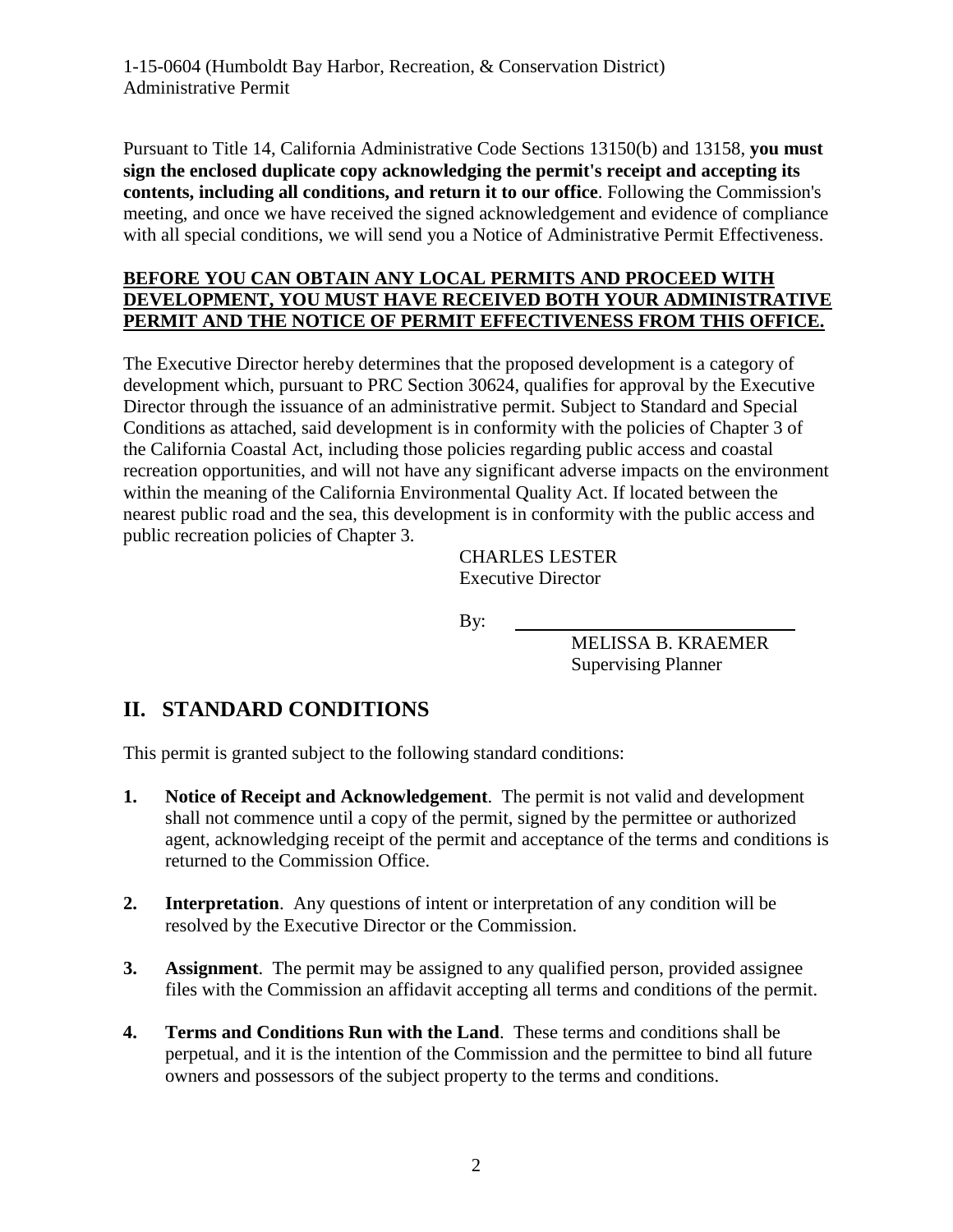Pursuant to Title 14, California Administrative Code Sections 13150(b) and 13158, **you must sign the enclosed duplicate copy acknowledging the permit's receipt and accepting its contents, including all conditions, and return it to our office**. Following the Commission's meeting, and once we have received the signed acknowledgement and evidence of compliance with all special conditions, we will send you a Notice of Administrative Permit Effectiveness.

**BEFORE YOU CAN OBTAIN ANY LOCAL PERMITS AND PROCEED WITH DEVELOPMENT, YOU MUST HAVE RECEIVED BOTH YOUR ADMINISTRATIVE PERMIT AND THE NOTICE OF PERMIT EFFECTIVENESS FROM THIS OFFICE.**

The Executive Director hereby determines that the proposed development is a category of development which, pursuant to PRC Section 30624, qualifies for approval by the Executive Director through the issuance of an administrative permit. Subject to Standard and Special Conditions as attached, said development is in conformity with the policies of Chapter 3 of the California Coastal Act, including those policies regarding public access and coastal recreation opportunities, and will not have any significant adverse impacts on the environment within the meaning of the California Environmental Quality Act. If located between the nearest public road and the sea, this development is in conformity with the public access and public recreation policies of Chapter 3.

CHARLES LESTER
Executive Director

By: ______________________________

MELISSA B. KRAEMER
Supervising Planner

## II. STANDARD CONDITIONS

This permit is granted subject to the following standard conditions:

1. **Notice of Receipt and Acknowledgement**. The permit is not valid and development shall not commence until a copy of the permit, signed by the permittee or authorized agent, acknowledging receipt of the permit and acceptance of the terms and conditions is returned to the Commission Office.

2. **Interpretation**. Any questions of intent or interpretation of any condition will be resolved by the Executive Director or the Commission.

3. **Assignment**. The permit may be assigned to any qualified person, provided assignee files with the Commission an affidavit accepting all terms and conditions of the permit.

4. **Terms and Conditions Run with the Land**. These terms and conditions shall be perpetual, and it is the intention of the Commission and the permittee to bind all future owners and possessors of the subject property to the terms and conditions.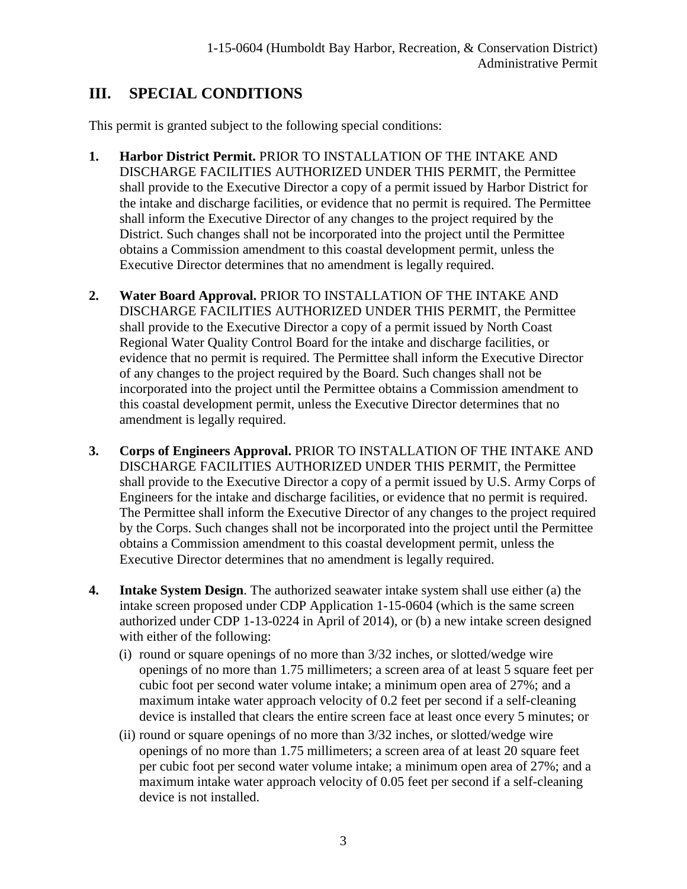## III. SPECIAL CONDITIONS

This permit is granted subject to the following special conditions:

1. **Harbor District Permit.** PRIOR TO INSTALLATION OF THE INTAKE AND DISCHARGE FACILITIES AUTHORIZED UNDER THIS PERMIT, the Permittee shall provide to the Executive Director a copy of a permit issued by Harbor District for the intake and discharge facilities, or evidence that no permit is required. The Permittee shall inform the Executive Director of any changes to the project required by the District. Such changes shall not be incorporated into the project until the Permittee obtains a Commission amendment to this coastal development permit, unless the Executive Director determines that no amendment is legally required.

2. **Water Board Approval.** PRIOR TO INSTALLATION OF THE INTAKE AND DISCHARGE FACILITIES AUTHORIZED UNDER THIS PERMIT, the Permittee shall provide to the Executive Director a copy of a permit issued by North Coast Regional Water Quality Control Board for the intake and discharge facilities, or evidence that no permit is required. The Permittee shall inform the Executive Director of any changes to the project required by the Board. Such changes shall not be incorporated into the project until the Permittee obtains a Commission amendment to this coastal development permit, unless the Executive Director determines that no amendment is legally required.

3. **Corps of Engineers Approval.** PRIOR TO INSTALLATION OF THE INTAKE AND DISCHARGE FACILITIES AUTHORIZED UNDER THIS PERMIT, the Permittee shall provide to the Executive Director a copy of a permit issued by U.S. Army Corps of Engineers for the intake and discharge facilities, or evidence that no permit is required. The Permittee shall inform the Executive Director of any changes to the project required by the Corps. Such changes shall not be incorporated into the project until the Permittee obtains a Commission amendment to this coastal development permit, unless the Executive Director determines that no amendment is legally required.

4. **Intake System Design**. The authorized seawater intake system shall use either (a) the intake screen proposed under CDP Application 1-15-0604 (which is the same screen authorized under CDP 1-13-0224 in April of 2014), or (b) a new intake screen designed with either of the following:
   - (i) round or square openings of no more than 3/32 inches, or slotted/wedge wire openings of no more than 1.75 millimeters; a screen area of at least 5 square feet per cubic foot per second water volume intake; a minimum open area of 27%; and a maximum intake water approach velocity of 0.2 feet per second if a self-cleaning device is installed that clears the entire screen face at least once every 5 minutes; or
   - (ii) round or square openings of no more than 3/32 inches, or slotted/wedge wire openings of no more than 1.75 millimeters; a screen area of at least 20 square feet per cubic foot per second water volume intake; a minimum open area of 27%; and a maximum intake water approach velocity of 0.05 feet per second if a self-cleaning device is not installed.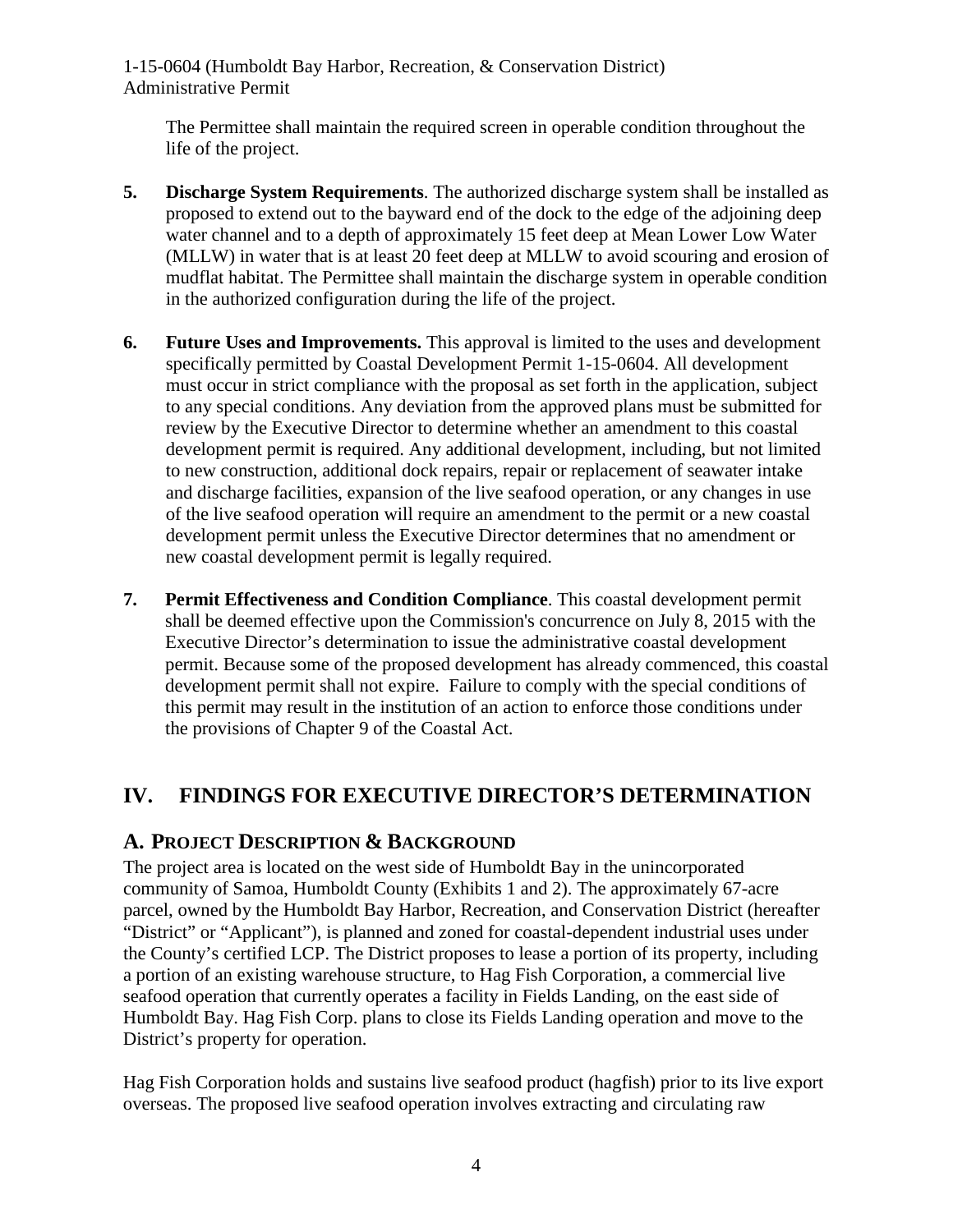The Permittee shall maintain the required screen in operable condition throughout the life of the project.

5. **Discharge System Requirements**. The authorized discharge system shall be installed as proposed to extend out to the bayward end of the dock to the edge of the adjoining deep water channel and to a depth of approximately 15 feet deep at Mean Lower Low Water (MLLW) in water that is at least 20 feet deep at MLLW to avoid scouring and erosion of mudflat habitat. The Permittee shall maintain the discharge system in operable condition in the authorized configuration during the life of the project.

6. **Future Uses and Improvements.** This approval is limited to the uses and development specifically permitted by Coastal Development Permit 1-15-0604. All development must occur in strict compliance with the proposal as set forth in the application, subject to any special conditions. Any deviation from the approved plans must be submitted for review by the Executive Director to determine whether an amendment to this coastal development permit is required. Any additional development, including, but not limited to new construction, additional dock repairs, repair or replacement of seawater intake and discharge facilities, expansion of the live seafood operation, or any changes in use of the live seafood operation will require an amendment to the permit or a new coastal development permit unless the Executive Director determines that no amendment or new coastal development permit is legally required.

7. **Permit Effectiveness and Condition Compliance**. This coastal development permit shall be deemed effective upon the Commission's concurrence on July 8, 2015 with the Executive Director's determination to issue the administrative coastal development permit. Because some of the proposed development has already commenced, this coastal development permit shall not expire. Failure to comply with the special conditions of this permit may result in the institution of an action to enforce those conditions under the provisions of Chapter 9 of the Coastal Act.

# IV. FINDINGS FOR EXECUTIVE DIRECTOR'S DETERMINATION

## A. PROJECT DESCRIPTION & BACKGROUND

The project area is located on the west side of Humboldt Bay in the unincorporated community of Samoa, Humboldt County (Exhibits 1 and 2). The approximately 67-acre parcel, owned by the Humboldt Bay Harbor, Recreation, and Conservation District (hereafter "District" or "Applicant"), is planned and zoned for coastal-dependent industrial uses under the County's certified LCP. The District proposes to lease a portion of its property, including a portion of an existing warehouse structure, to Hag Fish Corporation, a commercial live seafood operation that currently operates a facility in Fields Landing, on the east side of Humboldt Bay. Hag Fish Corp. plans to close its Fields Landing operation and move to the District's property for operation.

Hag Fish Corporation holds and sustains live seafood product (hagfish) prior to its live export overseas. The proposed live seafood operation involves extracting and circulating raw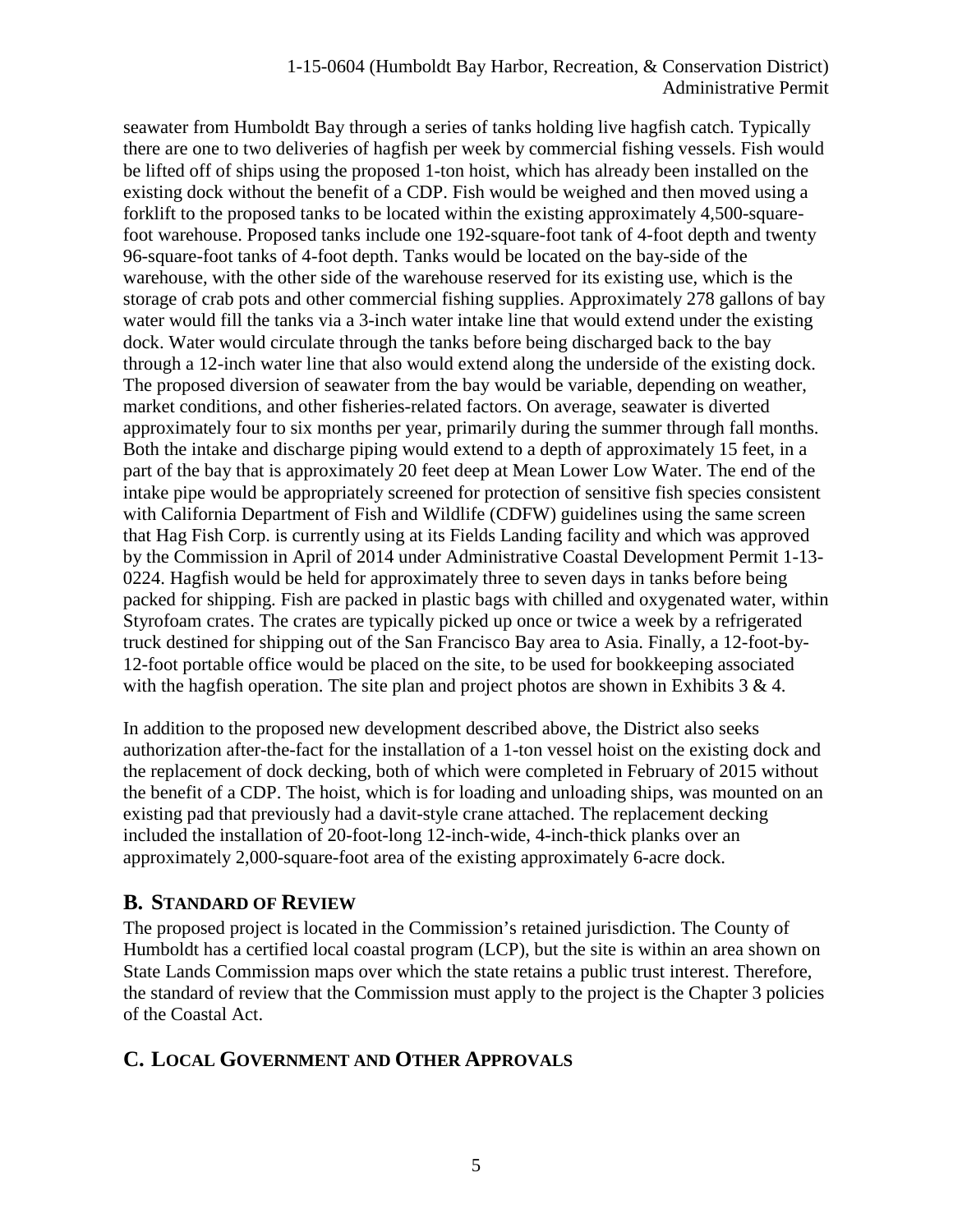seawater from Humboldt Bay through a series of tanks holding live hagfish catch. Typically there are one to two deliveries of hagfish per week by commercial fishing vessels. Fish would be lifted off of ships using the proposed 1-ton hoist, which has already been installed on the existing dock without the benefit of a CDP. Fish would be weighed and then moved using a forklift to the proposed tanks to be located within the existing approximately 4,500-square-foot warehouse. Proposed tanks include one 192-square-foot tank of 4-foot depth and twenty 96-square-foot tanks of 4-foot depth. Tanks would be located on the bay-side of the warehouse, with the other side of the warehouse reserved for its existing use, which is the storage of crab pots and other commercial fishing supplies. Approximately 278 gallons of bay water would fill the tanks via a 3-inch water intake line that would extend under the existing dock. Water would circulate through the tanks before being discharged back to the bay through a 12-inch water line that also would extend along the underside of the existing dock. The proposed diversion of seawater from the bay would be variable, depending on weather, market conditions, and other fisheries-related factors. On average, seawater is diverted approximately four to six months per year, primarily during the summer through fall months. Both the intake and discharge piping would extend to a depth of approximately 15 feet, in a part of the bay that is approximately 20 feet deep at Mean Lower Low Water. The end of the intake pipe would be appropriately screened for protection of sensitive fish species consistent with California Department of Fish and Wildlife (CDFW) guidelines using the same screen that Hag Fish Corp. is currently using at its Fields Landing facility and which was approved by the Commission in April of 2014 under Administrative Coastal Development Permit 1-13-0224. Hagfish would be held for approximately three to seven days in tanks before being packed for shipping. Fish are packed in plastic bags with chilled and oxygenated water, within Styrofoam crates. The crates are typically picked up once or twice a week by a refrigerated truck destined for shipping out of the San Francisco Bay area to Asia. Finally, a 12-foot-by-12-foot portable office would be placed on the site, to be used for bookkeeping associated with the hagfish operation. The site plan and project photos are shown in Exhibits 3 & 4.

In addition to the proposed new development described above, the District also seeks authorization after-the-fact for the installation of a 1-ton vessel hoist on the existing dock and the replacement of dock decking, both of which were completed in February of 2015 without the benefit of a CDP. The hoist, which is for loading and unloading ships, was mounted on an existing pad that previously had a davit-style crane attached. The replacement decking included the installation of 20-foot-long 12-inch-wide, 4-inch-thick planks over an approximately 2,000-square-foot area of the existing approximately 6-acre dock.

## B. Standard of Review

The proposed project is located in the Commission's retained jurisdiction. The County of Humboldt has a certified local coastal program (LCP), but the site is within an area shown on State Lands Commission maps over which the state retains a public trust interest. Therefore, the standard of review that the Commission must apply to the project is the Chapter 3 policies of the Coastal Act.

## C. Local Government and Other Approvals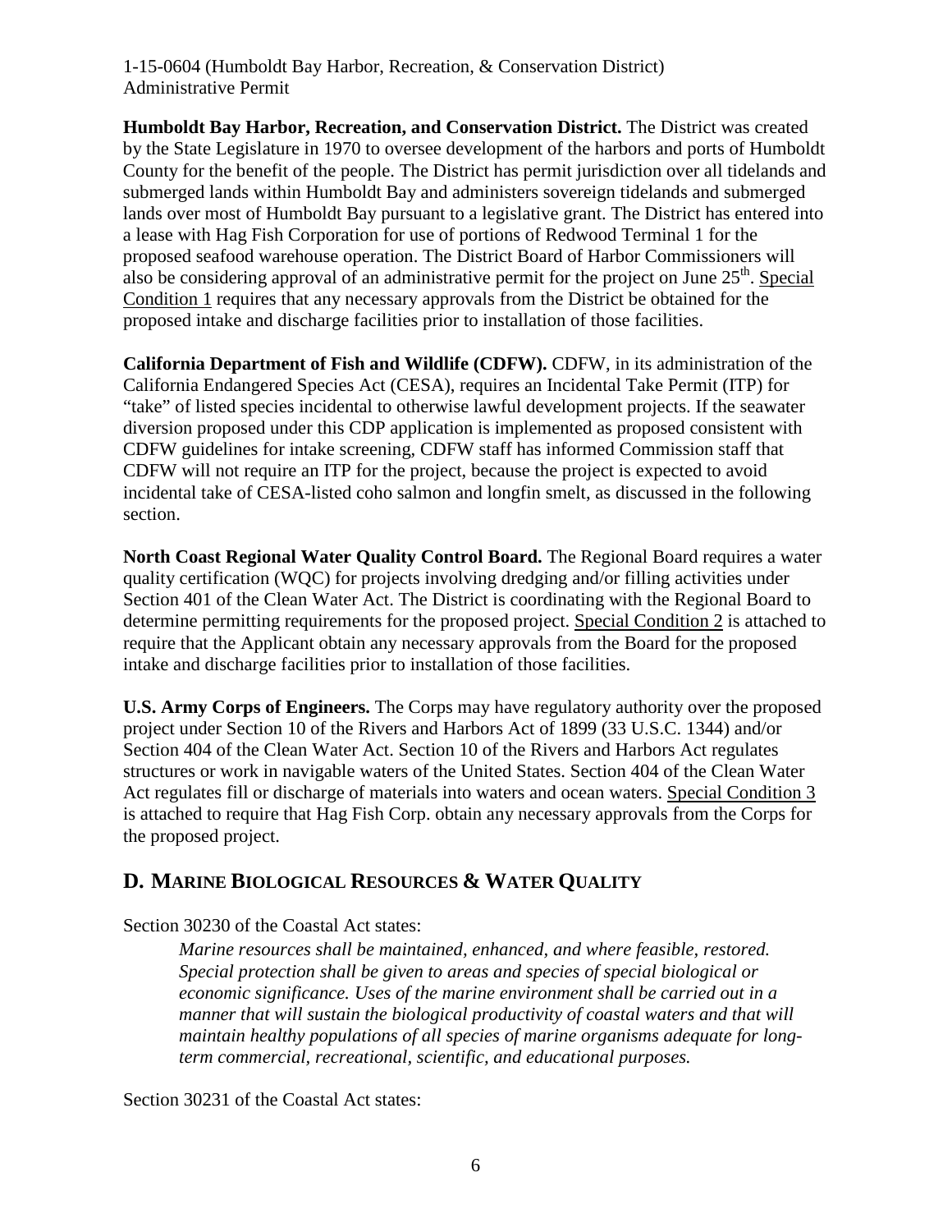**Humboldt Bay Harbor, Recreation, and Conservation District.** The District was created by the State Legislature in 1970 to oversee development of the harbors and ports of Humboldt County for the benefit of the people. The District has permit jurisdiction over all tidelands and submerged lands within Humboldt Bay and administers sovereign tidelands and submerged lands over most of Humboldt Bay pursuant to a legislative grant. The District has entered into a lease with Hag Fish Corporation for use of portions of Redwood Terminal 1 for the proposed seafood warehouse operation. The District Board of Harbor Commissioners will also be considering approval of an administrative permit for the project on June 25th. Special Condition 1 requires that any necessary approvals from the District be obtained for the proposed intake and discharge facilities prior to installation of those facilities.

**California Department of Fish and Wildlife (CDFW).** CDFW, in its administration of the California Endangered Species Act (CESA), requires an Incidental Take Permit (ITP) for "take" of listed species incidental to otherwise lawful development projects. If the seawater diversion proposed under this CDP application is implemented as proposed consistent with CDFW guidelines for intake screening, CDFW staff has informed Commission staff that CDFW will not require an ITP for the project, because the project is expected to avoid incidental take of CESA-listed coho salmon and longfin smelt, as discussed in the following section.

**North Coast Regional Water Quality Control Board.** The Regional Board requires a water quality certification (WQC) for projects involving dredging and/or filling activities under Section 401 of the Clean Water Act. The District is coordinating with the Regional Board to determine permitting requirements for the proposed project. Special Condition 2 is attached to require that the Applicant obtain any necessary approvals from the Board for the proposed intake and discharge facilities prior to installation of those facilities.

**U.S. Army Corps of Engineers.** The Corps may have regulatory authority over the proposed project under Section 10 of the Rivers and Harbors Act of 1899 (33 U.S.C. 1344) and/or Section 404 of the Clean Water Act. Section 10 of the Rivers and Harbors Act regulates structures or work in navigable waters of the United States. Section 404 of the Clean Water Act regulates fill or discharge of materials into waters and ocean waters. Special Condition 3 is attached to require that Hag Fish Corp. obtain any necessary approvals from the Corps for the proposed project.

## D. MARINE BIOLOGICAL RESOURCES & WATER QUALITY

Section 30230 of the Coastal Act states:

> *Marine resources shall be maintained, enhanced, and where feasible, restored. Special protection shall be given to areas and species of special biological or economic significance. Uses of the marine environment shall be carried out in a manner that will sustain the biological productivity of coastal waters and that will maintain healthy populations of all species of marine organisms adequate for long-term commercial, recreational, scientific, and educational purposes.*

Section 30231 of the Coastal Act states: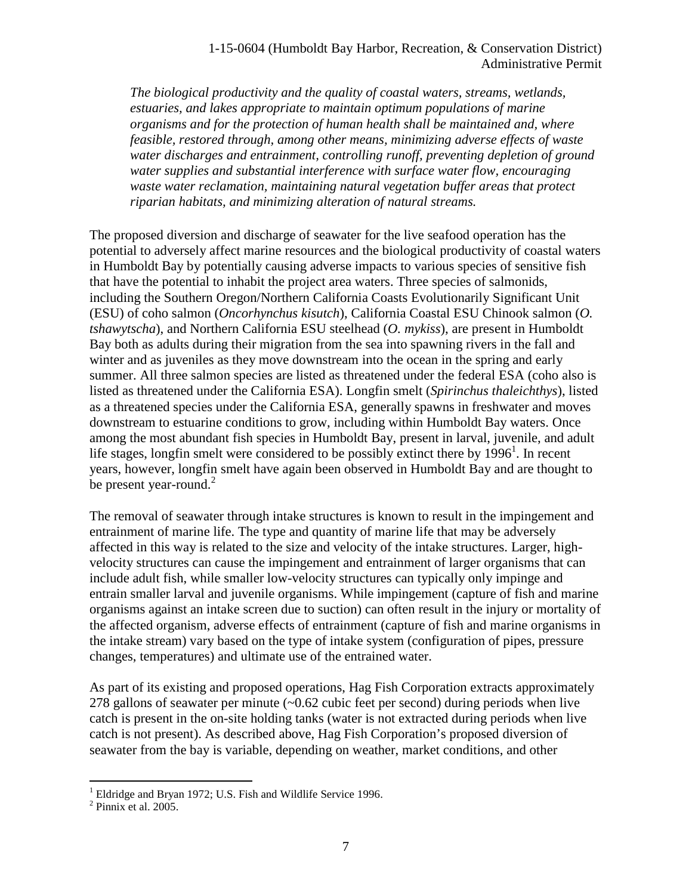*The biological productivity and the quality of coastal waters, streams, wetlands, estuaries, and lakes appropriate to maintain optimum populations of marine organisms and for the protection of human health shall be maintained and, where feasible, restored through, among other means, minimizing adverse effects of waste water discharges and entrainment, controlling runoff, preventing depletion of ground water supplies and substantial interference with surface water flow, encouraging waste water reclamation, maintaining natural vegetation buffer areas that protect riparian habitats, and minimizing alteration of natural streams.*

The proposed diversion and discharge of seawater for the live seafood operation has the potential to adversely affect marine resources and the biological productivity of coastal waters in Humboldt Bay by potentially causing adverse impacts to various species of sensitive fish that have the potential to inhabit the project area waters. Three species of salmonids, including the Southern Oregon/Northern California Coasts Evolutionarily Significant Unit (ESU) of coho salmon (*Oncorhynchus kisutch*), California Coastal ESU Chinook salmon (*O. tshawytscha*), and Northern California ESU steelhead (*O. mykiss*), are present in Humboldt Bay both as adults during their migration from the sea into spawning rivers in the fall and winter and as juveniles as they move downstream into the ocean in the spring and early summer. All three salmon species are listed as threatened under the federal ESA (coho also is listed as threatened under the California ESA). Longfin smelt (*Spirinchus thaleichthys*), listed as a threatened species under the California ESA, generally spawns in freshwater and moves downstream to estuarine conditions to grow, including within Humboldt Bay waters. Once among the most abundant fish species in Humboldt Bay, present in larval, juvenile, and adult life stages, longfin smelt were considered to be possibly extinct there by 1996[1]. In recent years, however, longfin smelt have again been observed in Humboldt Bay and are thought to be present year-round.[2]

The removal of seawater through intake structures is known to result in the impingement and entrainment of marine life. The type and quantity of marine life that may be adversely affected in this way is related to the size and velocity of the intake structures. Larger, high-velocity structures can cause the impingement and entrainment of larger organisms that can include adult fish, while smaller low-velocity structures can typically only impinge and entrain smaller larval and juvenile organisms. While impingement (capture of fish and marine organisms against an intake screen due to suction) can often result in the injury or mortality of the affected organism, adverse effects of entrainment (capture of fish and marine organisms in the intake stream) vary based on the type of intake system (configuration of pipes, pressure changes, temperatures) and ultimate use of the entrained water.

As part of its existing and proposed operations, Hag Fish Corporation extracts approximately 278 gallons of seawater per minute (~0.62 cubic feet per second) during periods when live catch is present in the on-site holding tanks (water is not extracted during periods when live catch is not present). As described above, Hag Fish Corporation's proposed diversion of seawater from the bay is variable, depending on weather, market conditions, and other

---

[1] Eldridge and Bryan 1972; U.S. Fish and Wildlife Service 1996.

[2] Pinnix et al. 2005.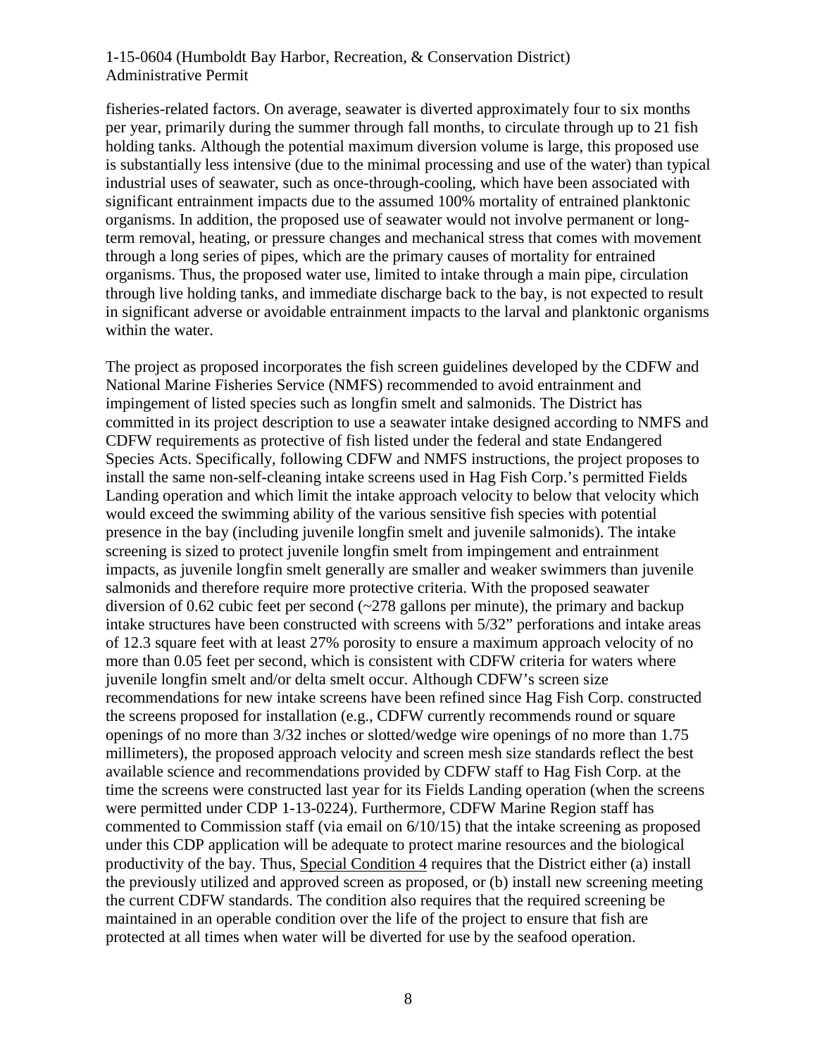fisheries-related factors. On average, seawater is diverted approximately four to six months per year, primarily during the summer through fall months, to circulate through up to 21 fish holding tanks. Although the potential maximum diversion volume is large, this proposed use is substantially less intensive (due to the minimal processing and use of the water) than typical industrial uses of seawater, such as once-through-cooling, which have been associated with significant entrainment impacts due to the assumed 100% mortality of entrained planktonic organisms. In addition, the proposed use of seawater would not involve permanent or long-term removal, heating, or pressure changes and mechanical stress that comes with movement through a long series of pipes, which are the primary causes of mortality for entrained organisms. Thus, the proposed water use, limited to intake through a main pipe, circulation through live holding tanks, and immediate discharge back to the bay, is not expected to result in significant adverse or avoidable entrainment impacts to the larval and planktonic organisms within the water.

The project as proposed incorporates the fish screen guidelines developed by the CDFW and National Marine Fisheries Service (NMFS) recommended to avoid entrainment and impingement of listed species such as longfin smelt and salmonids. The District has committed in its project description to use a seawater intake designed according to NMFS and CDFW requirements as protective of fish listed under the federal and state Endangered Species Acts. Specifically, following CDFW and NMFS instructions, the project proposes to install the same non-self-cleaning intake screens used in Hag Fish Corp.'s permitted Fields Landing operation and which limit the intake approach velocity to below that velocity which would exceed the swimming ability of the various sensitive fish species with potential presence in the bay (including juvenile longfin smelt and juvenile salmonids). The intake screening is sized to protect juvenile longfin smelt from impingement and entrainment impacts, as juvenile longfin smelt generally are smaller and weaker swimmers than juvenile salmonids and therefore require more protective criteria. With the proposed seawater diversion of 0.62 cubic feet per second (~278 gallons per minute), the primary and backup intake structures have been constructed with screens with 5/32" perforations and intake areas of 12.3 square feet with at least 27% porosity to ensure a maximum approach velocity of no more than 0.05 feet per second, which is consistent with CDFW criteria for waters where juvenile longfin smelt and/or delta smelt occur. Although CDFW's screen size recommendations for new intake screens have been refined since Hag Fish Corp. constructed the screens proposed for installation (e.g., CDFW currently recommends round or square openings of no more than 3/32 inches or slotted/wedge wire openings of no more than 1.75 millimeters), the proposed approach velocity and screen mesh size standards reflect the best available science and recommendations provided by CDFW staff to Hag Fish Corp. at the time the screens were constructed last year for its Fields Landing operation (when the screens were permitted under CDP 1-13-0224). Furthermore, CDFW Marine Region staff has commented to Commission staff (via email on 6/10/15) that the intake screening as proposed under this CDP application will be adequate to protect marine resources and the biological productivity of the bay. Thus, Special Condition 4 requires that the District either (a) install the previously utilized and approved screen as proposed, or (b) install new screening meeting the current CDFW standards. The condition also requires that the required screening be maintained in an operable condition over the life of the project to ensure that fish are protected at all times when water will be diverted for use by the seafood operation.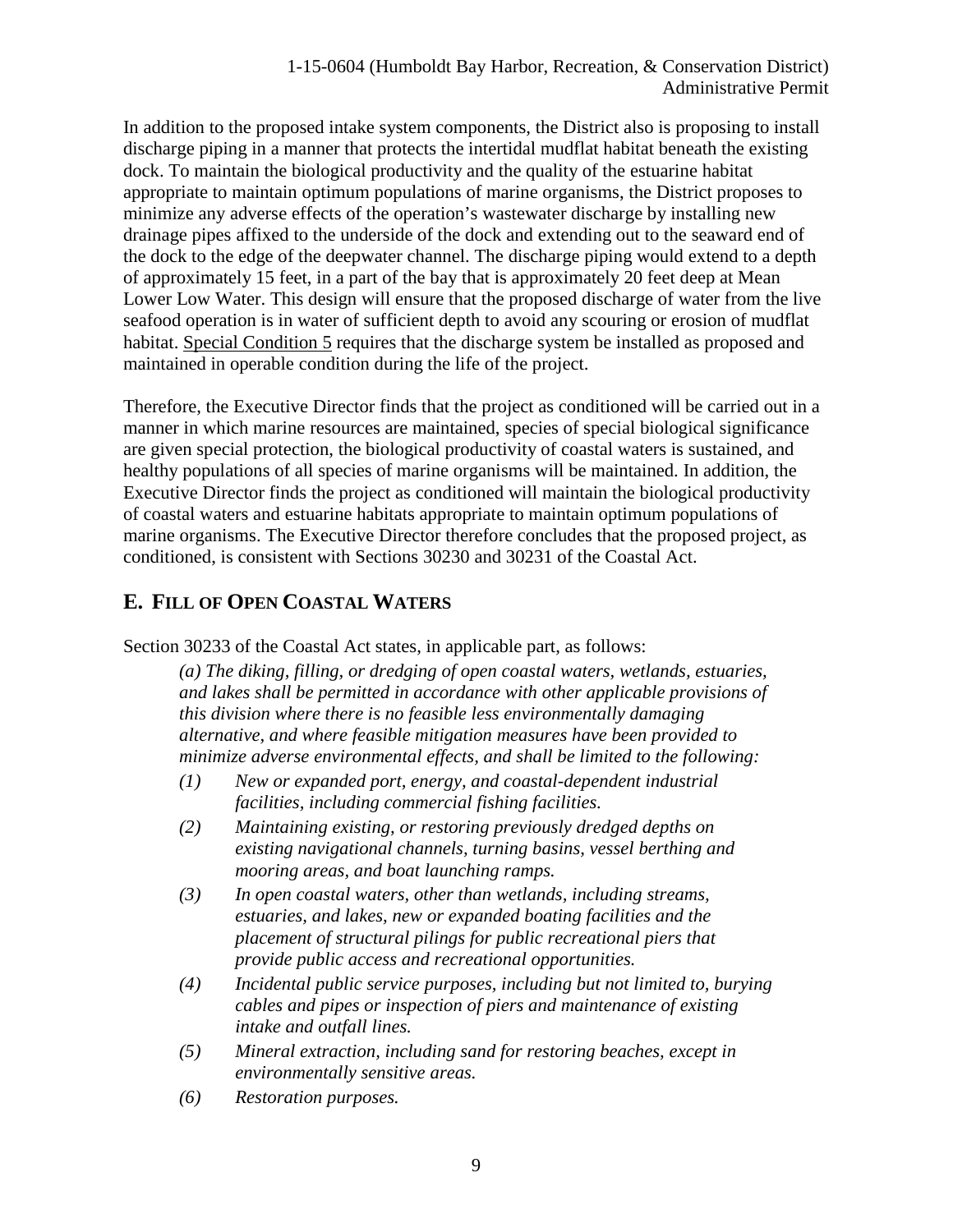In addition to the proposed intake system components, the District also is proposing to install discharge piping in a manner that protects the intertidal mudflat habitat beneath the existing dock. To maintain the biological productivity and the quality of the estuarine habitat appropriate to maintain optimum populations of marine organisms, the District proposes to minimize any adverse effects of the operation's wastewater discharge by installing new drainage pipes affixed to the underside of the dock and extending out to the seaward end of the dock to the edge of the deepwater channel. The discharge piping would extend to a depth of approximately 15 feet, in a part of the bay that is approximately 20 feet deep at Mean Lower Low Water. This design will ensure that the proposed discharge of water from the live seafood operation is in water of sufficient depth to avoid any scouring or erosion of mudflat habitat. Special Condition 5 requires that the discharge system be installed as proposed and maintained in operable condition during the life of the project.

Therefore, the Executive Director finds that the project as conditioned will be carried out in a manner in which marine resources are maintained, species of special biological significance are given special protection, the biological productivity of coastal waters is sustained, and healthy populations of all species of marine organisms will be maintained. In addition, the Executive Director finds the project as conditioned will maintain the biological productivity of coastal waters and estuarine habitats appropriate to maintain optimum populations of marine organisms. The Executive Director therefore concludes that the proposed project, as conditioned, is consistent with Sections 30230 and 30231 of the Coastal Act.

## E. FILL OF OPEN COASTAL WATERS

Section 30233 of the Coastal Act states, in applicable part, as follows:

> *(a) The diking, filling, or dredging of open coastal waters, wetlands, estuaries, and lakes shall be permitted in accordance with other applicable provisions of this division where there is no feasible less environmentally damaging alternative, and where feasible mitigation measures have been provided to minimize adverse environmental effects, and shall be limited to the following:*
>
> *(1) New or expanded port, energy, and coastal-dependent industrial facilities, including commercial fishing facilities.*
>
> *(2) Maintaining existing, or restoring previously dredged depths on existing navigational channels, turning basins, vessel berthing and mooring areas, and boat launching ramps.*
>
> *(3) In open coastal waters, other than wetlands, including streams, estuaries, and lakes, new or expanded boating facilities and the placement of structural pilings for public recreational piers that provide public access and recreational opportunities.*
>
> *(4) Incidental public service purposes, including but not limited to, burying cables and pipes or inspection of piers and maintenance of existing intake and outfall lines.*
>
> *(5) Mineral extraction, including sand for restoring beaches, except in environmentally sensitive areas.*
>
> *(6) Restoration purposes.*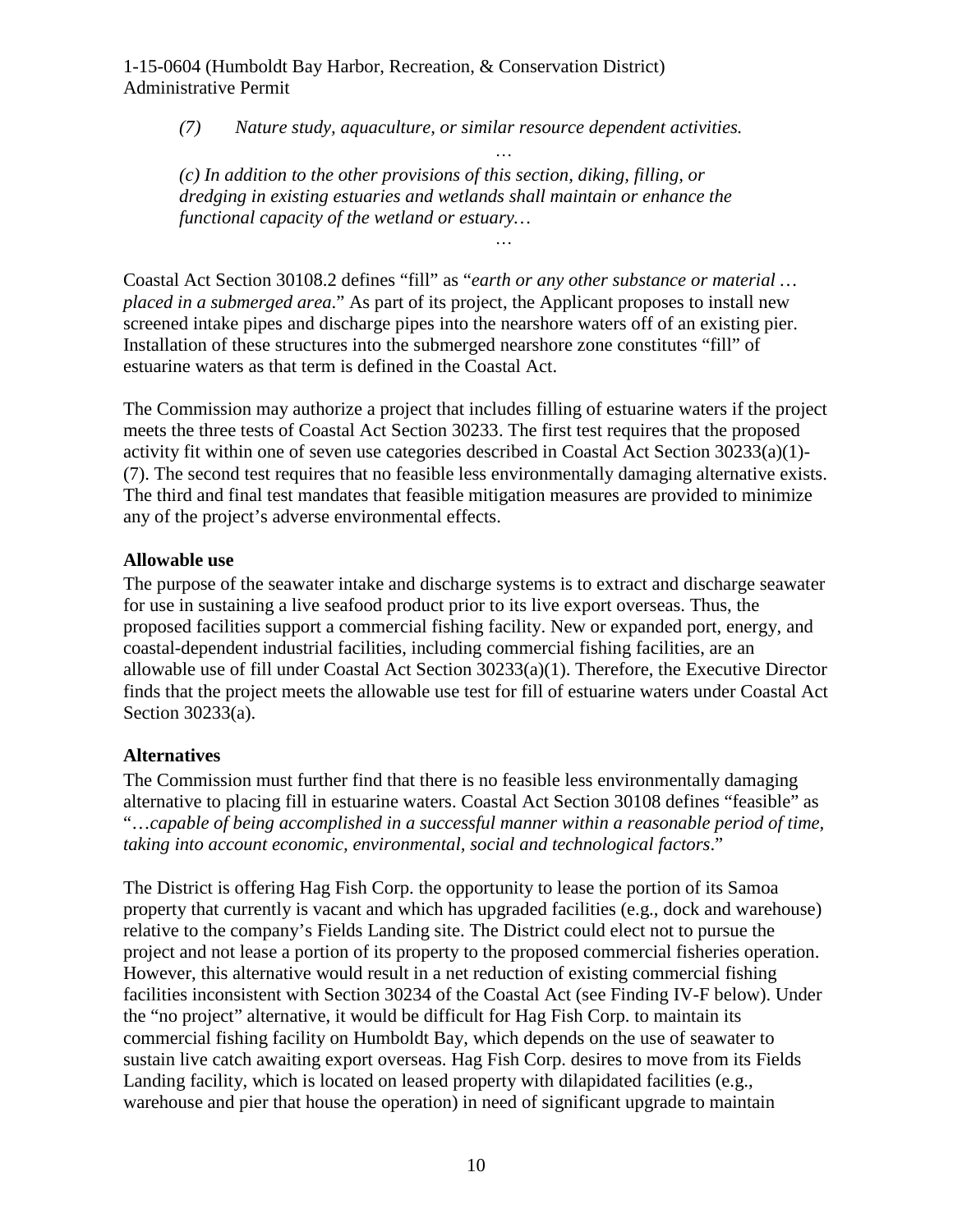*(7) Nature study, aquaculture, or similar resource dependent activities.*

*…*

*(c) In addition to the other provisions of this section, diking, filling, or dredging in existing estuaries and wetlands shall maintain or enhance the functional capacity of the wetland or estuary…*

*…*

Coastal Act Section 30108.2 defines "fill" as "*earth or any other substance or material … placed in a submerged area.*" As part of its project, the Applicant proposes to install new screened intake pipes and discharge pipes into the nearshore waters off of an existing pier. Installation of these structures into the submerged nearshore zone constitutes "fill" of estuarine waters as that term is defined in the Coastal Act.

The Commission may authorize a project that includes filling of estuarine waters if the project meets the three tests of Coastal Act Section 30233. The first test requires that the proposed activity fit within one of seven use categories described in Coastal Act Section 30233(a)(1)-(7). The second test requires that no feasible less environmentally damaging alternative exists. The third and final test mandates that feasible mitigation measures are provided to minimize any of the project's adverse environmental effects.

**Allowable use**

The purpose of the seawater intake and discharge systems is to extract and discharge seawater for use in sustaining a live seafood product prior to its live export overseas. Thus, the proposed facilities support a commercial fishing facility. New or expanded port, energy, and coastal-dependent industrial facilities, including commercial fishing facilities, are an allowable use of fill under Coastal Act Section 30233(a)(1). Therefore, the Executive Director finds that the project meets the allowable use test for fill of estuarine waters under Coastal Act Section 30233(a).

**Alternatives**

The Commission must further find that there is no feasible less environmentally damaging alternative to placing fill in estuarine waters. Coastal Act Section 30108 defines "feasible" as "…*capable of being accomplished in a successful manner within a reasonable period of time, taking into account economic, environmental, social and technological factors*."

The District is offering Hag Fish Corp. the opportunity to lease the portion of its Samoa property that currently is vacant and which has upgraded facilities (e.g., dock and warehouse) relative to the company's Fields Landing site. The District could elect not to pursue the project and not lease a portion of its property to the proposed commercial fisheries operation. However, this alternative would result in a net reduction of existing commercial fishing facilities inconsistent with Section 30234 of the Coastal Act (see Finding IV-F below). Under the "no project" alternative, it would be difficult for Hag Fish Corp. to maintain its commercial fishing facility on Humboldt Bay, which depends on the use of seawater to sustain live catch awaiting export overseas. Hag Fish Corp. desires to move from its Fields Landing facility, which is located on leased property with dilapidated facilities (e.g., warehouse and pier that house the operation) in need of significant upgrade to maintain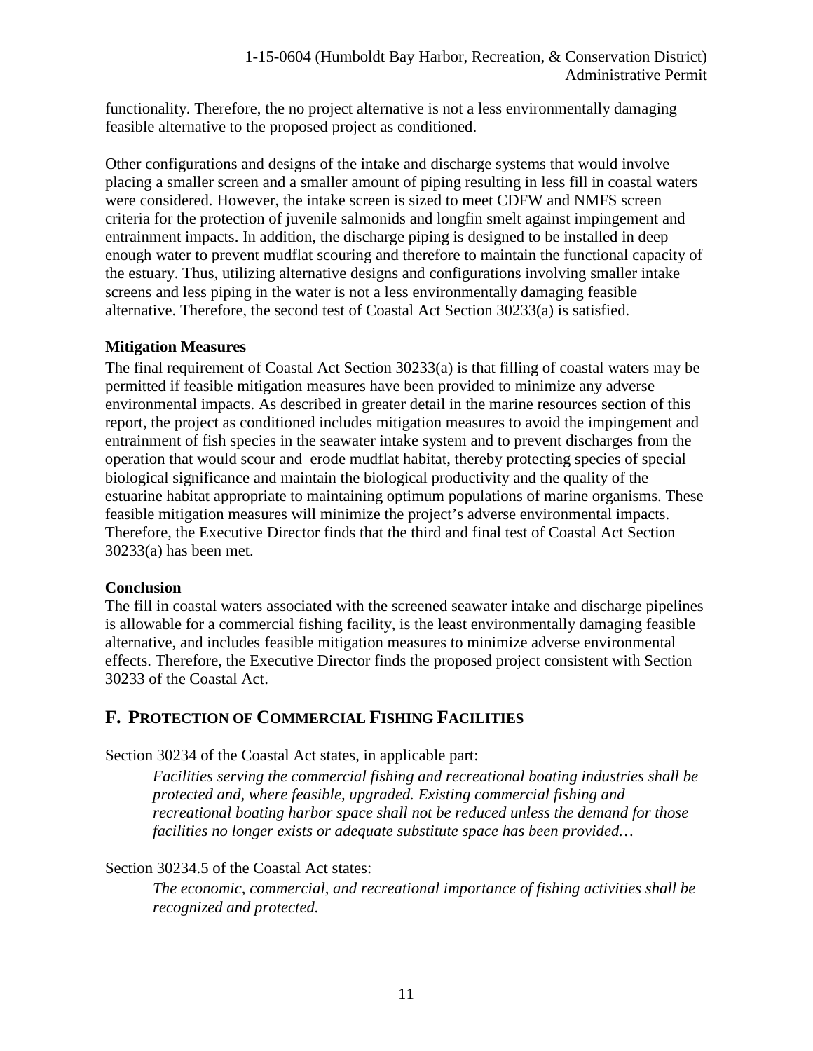functionality. Therefore, the no project alternative is not a less environmentally damaging feasible alternative to the proposed project as conditioned.

Other configurations and designs of the intake and discharge systems that would involve placing a smaller screen and a smaller amount of piping resulting in less fill in coastal waters were considered. However, the intake screen is sized to meet CDFW and NMFS screen criteria for the protection of juvenile salmonids and longfin smelt against impingement and entrainment impacts. In addition, the discharge piping is designed to be installed in deep enough water to prevent mudflat scouring and therefore to maintain the functional capacity of the estuary. Thus, utilizing alternative designs and configurations involving smaller intake screens and less piping in the water is not a less environmentally damaging feasible alternative. Therefore, the second test of Coastal Act Section 30233(a) is satisfied.

**Mitigation Measures**

The final requirement of Coastal Act Section 30233(a) is that filling of coastal waters may be permitted if feasible mitigation measures have been provided to minimize any adverse environmental impacts. As described in greater detail in the marine resources section of this report, the project as conditioned includes mitigation measures to avoid the impingement and entrainment of fish species in the seawater intake system and to prevent discharges from the operation that would scour and erode mudflat habitat, thereby protecting species of special biological significance and maintain the biological productivity and the quality of the estuarine habitat appropriate to maintaining optimum populations of marine organisms. These feasible mitigation measures will minimize the project's adverse environmental impacts. Therefore, the Executive Director finds that the third and final test of Coastal Act Section 30233(a) has been met.

**Conclusion**

The fill in coastal waters associated with the screened seawater intake and discharge pipelines is allowable for a commercial fishing facility, is the least environmentally damaging feasible alternative, and includes feasible mitigation measures to minimize adverse environmental effects. Therefore, the Executive Director finds the proposed project consistent with Section 30233 of the Coastal Act.

## F. PROTECTION OF COMMERCIAL FISHING FACILITIES

Section 30234 of the Coastal Act states, in applicable part:

> *Facilities serving the commercial fishing and recreational boating industries shall be protected and, where feasible, upgraded. Existing commercial fishing and recreational boating harbor space shall not be reduced unless the demand for those facilities no longer exists or adequate substitute space has been provided…*

Section 30234.5 of the Coastal Act states:

> *The economic, commercial, and recreational importance of fishing activities shall be recognized and protected.*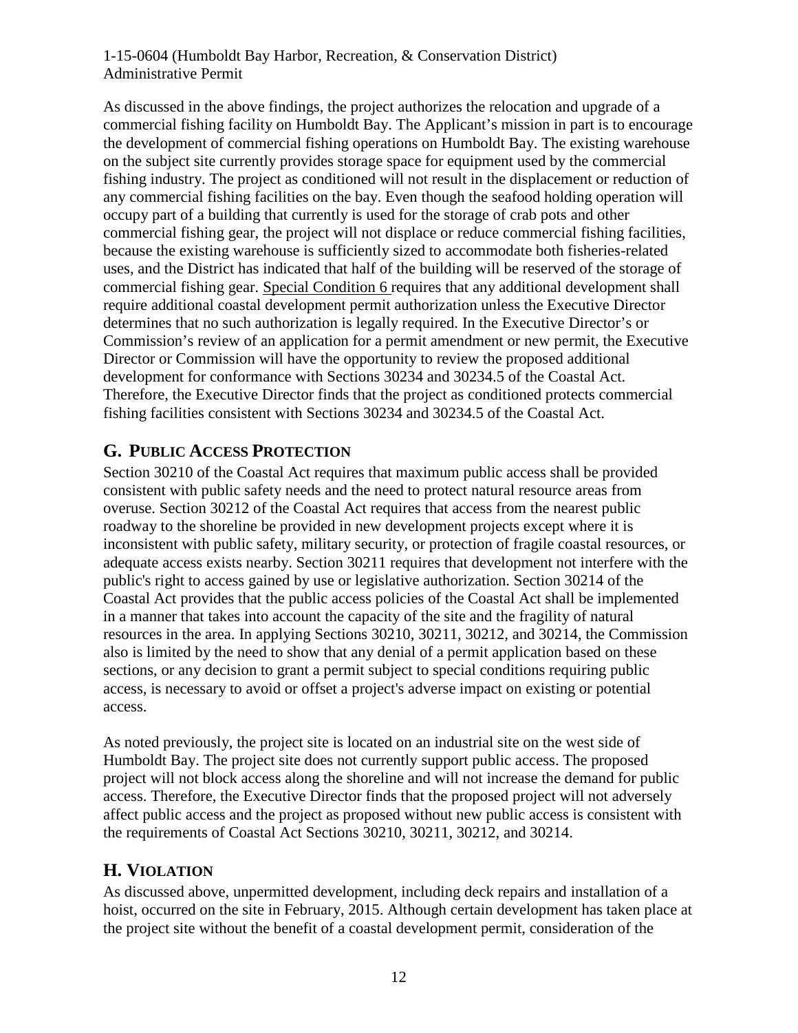As discussed in the above findings, the project authorizes the relocation and upgrade of a commercial fishing facility on Humboldt Bay. The Applicant's mission in part is to encourage the development of commercial fishing operations on Humboldt Bay. The existing warehouse on the subject site currently provides storage space for equipment used by the commercial fishing industry. The project as conditioned will not result in the displacement or reduction of any commercial fishing facilities on the bay. Even though the seafood holding operation will occupy part of a building that currently is used for the storage of crab pots and other commercial fishing gear, the project will not displace or reduce commercial fishing facilities, because the existing warehouse is sufficiently sized to accommodate both fisheries-related uses, and the District has indicated that half of the building will be reserved of the storage of commercial fishing gear. Special Condition 6 requires that any additional development shall require additional coastal development permit authorization unless the Executive Director determines that no such authorization is legally required. In the Executive Director's or Commission's review of an application for a permit amendment or new permit, the Executive Director or Commission will have the opportunity to review the proposed additional development for conformance with Sections 30234 and 30234.5 of the Coastal Act. Therefore, the Executive Director finds that the project as conditioned protects commercial fishing facilities consistent with Sections 30234 and 30234.5 of the Coastal Act.

## G. PUBLIC ACCESS PROTECTION

Section 30210 of the Coastal Act requires that maximum public access shall be provided consistent with public safety needs and the need to protect natural resource areas from overuse. Section 30212 of the Coastal Act requires that access from the nearest public roadway to the shoreline be provided in new development projects except where it is inconsistent with public safety, military security, or protection of fragile coastal resources, or adequate access exists nearby. Section 30211 requires that development not interfere with the public's right to access gained by use or legislative authorization. Section 30214 of the Coastal Act provides that the public access policies of the Coastal Act shall be implemented in a manner that takes into account the capacity of the site and the fragility of natural resources in the area. In applying Sections 30210, 30211, 30212, and 30214, the Commission also is limited by the need to show that any denial of a permit application based on these sections, or any decision to grant a permit subject to special conditions requiring public access, is necessary to avoid or offset a project's adverse impact on existing or potential access.

As noted previously, the project site is located on an industrial site on the west side of Humboldt Bay. The project site does not currently support public access. The proposed project will not block access along the shoreline and will not increase the demand for public access. Therefore, the Executive Director finds that the proposed project will not adversely affect public access and the project as proposed without new public access is consistent with the requirements of Coastal Act Sections 30210, 30211, 30212, and 30214.

## H. VIOLATION

As discussed above, unpermitted development, including deck repairs and installation of a hoist, occurred on the site in February, 2015. Although certain development has taken place at the project site without the benefit of a coastal development permit, consideration of the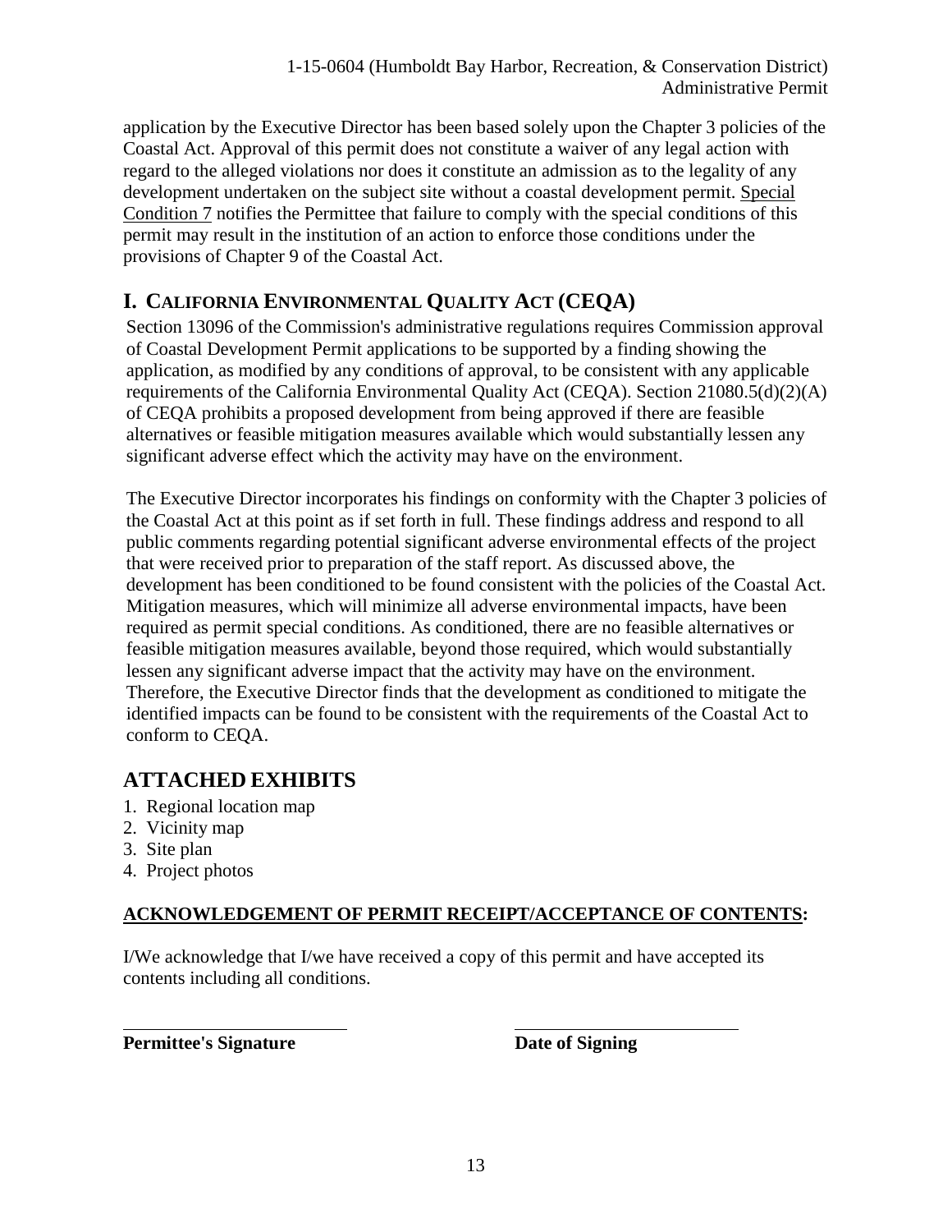application by the Executive Director has been based solely upon the Chapter 3 policies of the Coastal Act. Approval of this permit does not constitute a waiver of any legal action with regard to the alleged violations nor does it constitute an admission as to the legality of any development undertaken on the subject site without a coastal development permit. Special Condition 7 notifies the Permittee that failure to comply with the special conditions of this permit may result in the institution of an action to enforce those conditions under the provisions of Chapter 9 of the Coastal Act.

## I. CALIFORNIA ENVIRONMENTAL QUALITY ACT (CEQA)

Section 13096 of the Commission's administrative regulations requires Commission approval of Coastal Development Permit applications to be supported by a finding showing the application, as modified by any conditions of approval, to be consistent with any applicable requirements of the California Environmental Quality Act (CEQA). Section 21080.5(d)(2)(A) of CEQA prohibits a proposed development from being approved if there are feasible alternatives or feasible mitigation measures available which would substantially lessen any significant adverse effect which the activity may have on the environment.

The Executive Director incorporates his findings on conformity with the Chapter 3 policies of the Coastal Act at this point as if set forth in full. These findings address and respond to all public comments regarding potential significant adverse environmental effects of the project that were received prior to preparation of the staff report. As discussed above, the development has been conditioned to be found consistent with the policies of the Coastal Act. Mitigation measures, which will minimize all adverse environmental impacts, have been required as permit special conditions. As conditioned, there are no feasible alternatives or feasible mitigation measures available, beyond those required, which would substantially lessen any significant adverse impact that the activity may have on the environment. Therefore, the Executive Director finds that the development as conditioned to mitigate the identified impacts can be found to be consistent with the requirements of the Coastal Act to conform to CEQA.

## ATTACHED EXHIBITS

1. Regional location map
2. Vicinity map
3. Site plan
4. Project photos

**ACKNOWLEDGEMENT OF PERMIT RECEIPT/ACCEPTANCE OF CONTENTS:**

I/We acknowledge that I/we have received a copy of this permit and have accepted its contents including all conditions.

\_\_\_\_\_\_\_\_\_\_\_\_\_\_\_\_\_\_\_\_\_\_\_\_\_\_ &nbsp;&nbsp;&nbsp;&nbsp;&nbsp;&nbsp;&nbsp;&nbsp; \_\_\_\_\_\_\_\_\_\_\_\_\_\_\_\_\_\_\_\_\_\_\_\_\_\_

**Permittee's Signature** &nbsp;&nbsp;&nbsp;&nbsp;&nbsp;&nbsp;&nbsp;&nbsp;&nbsp;&nbsp;&nbsp;&nbsp;&nbsp;&nbsp;&nbsp;&nbsp; **Date of Signing**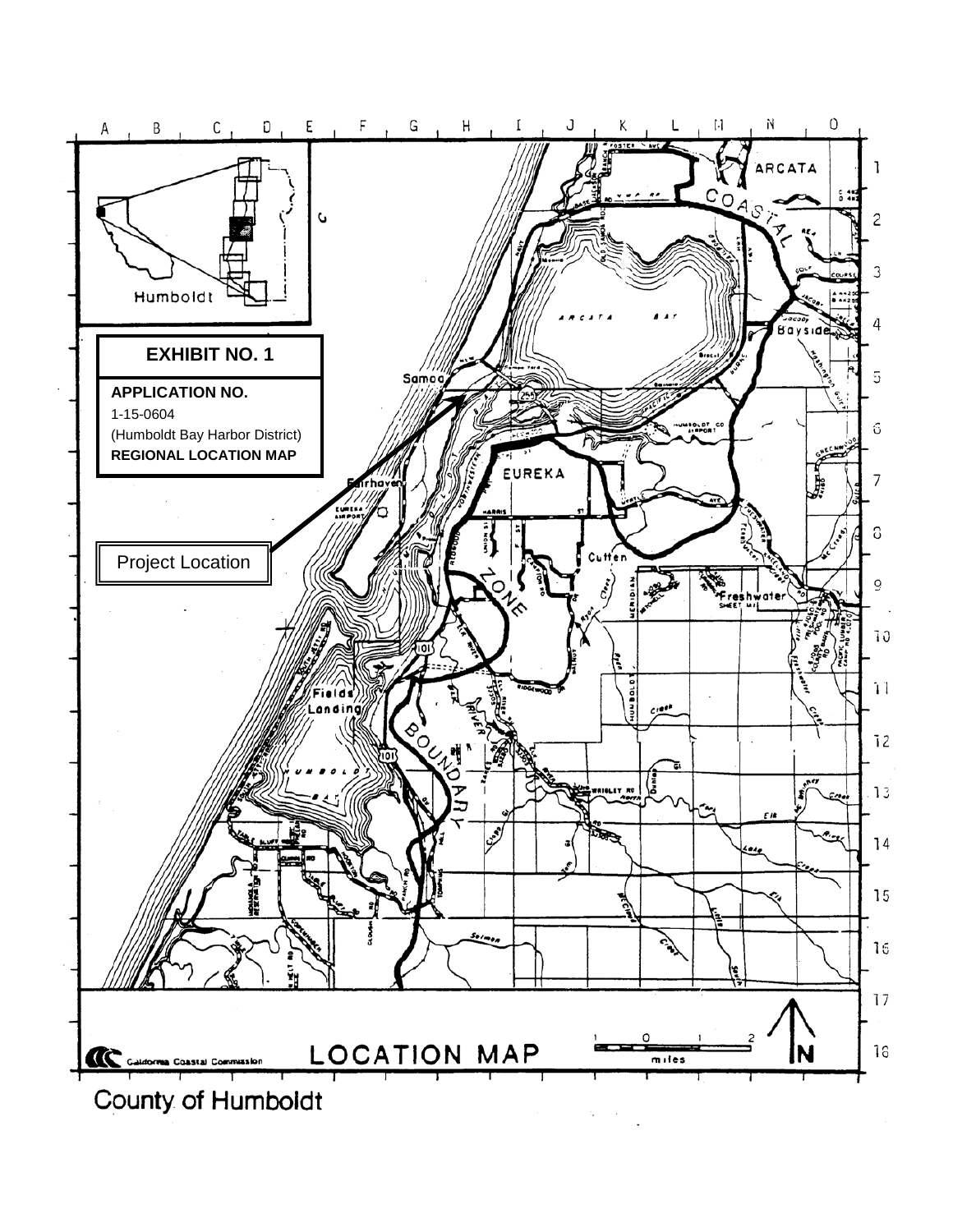**EXHIBIT NO. 1**

**APPLICATION NO.**
1-15-0604
(Humboldt Bay Harbor District)
**REGIONAL LOCATION MAP**

Project Location

LOCATION MAP

California Coastal Commission

County of Humboldt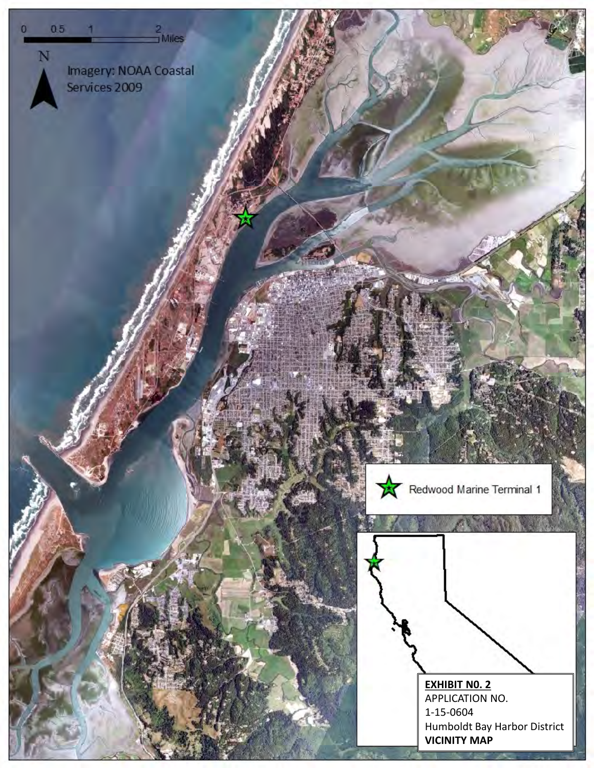0 0.5 1 2 Miles

N

Imagery: NOAA Coastal Services 2009

Redwood Marine Terminal 1

**EXHIBIT N0. 2**
APPLICATION NO.
1-15-0604
Humboldt Bay Harbor District
**VICINITY MAP**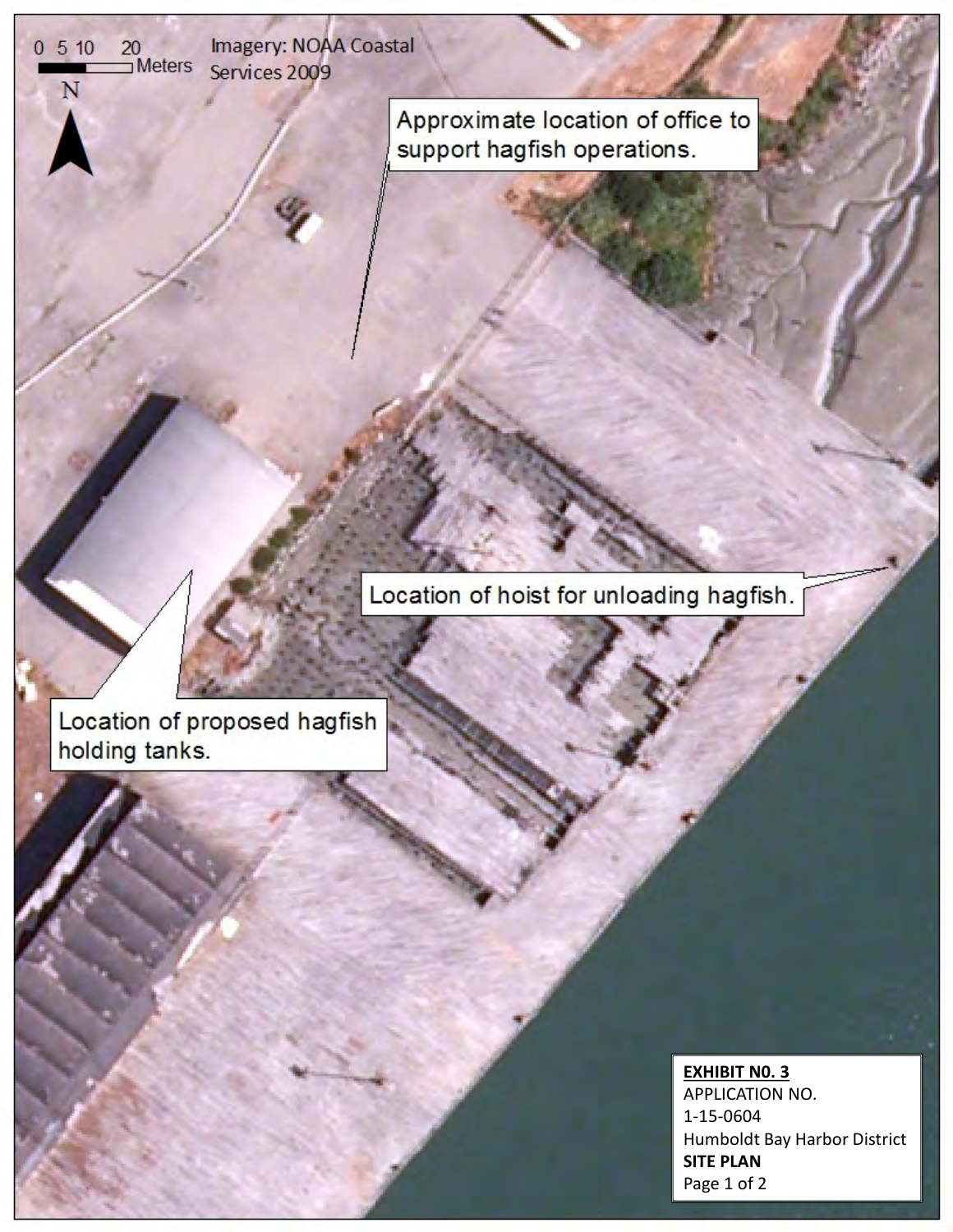0 5 10 20 Meters

N

Imagery: NOAA Coastal Services 2009

Approximate location of office to support hagfish operations.

Location of hoist for unloading hagfish.

Location of proposed hagfish holding tanks.

**EXHIBIT N0. 3**
APPLICATION NO.
1-15-0604
Humboldt Bay Harbor District
**SITE PLAN**
Page 1 of 2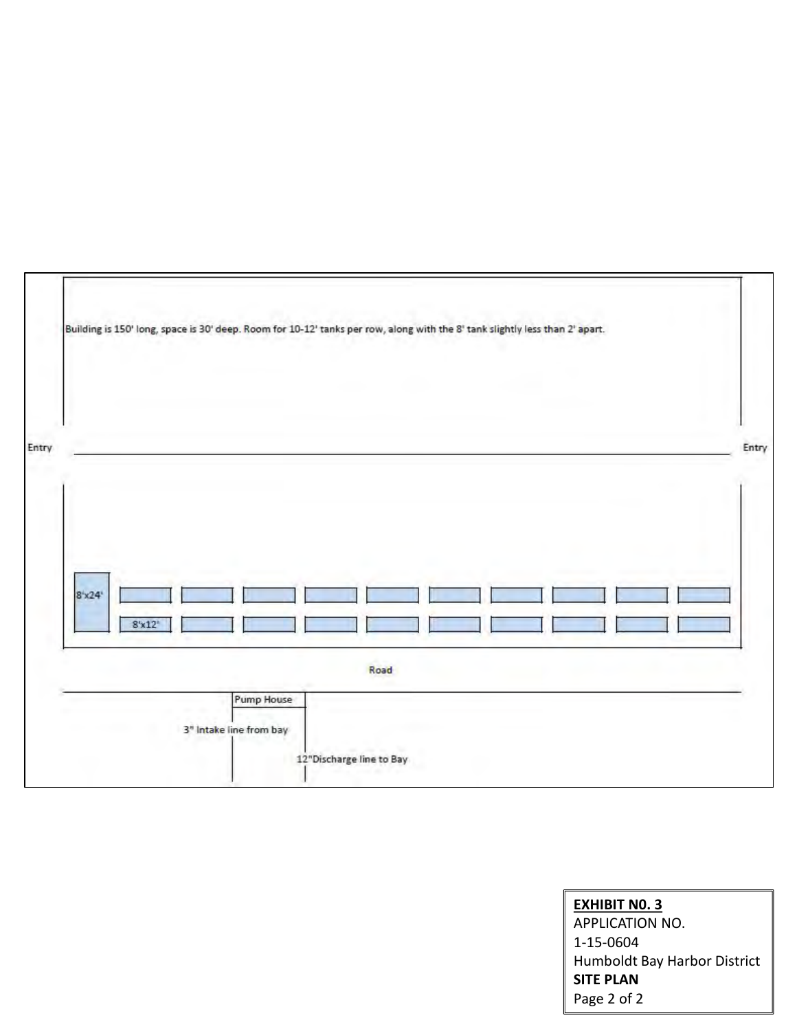Building is 150' long, space is 30' deep. Room for 10-12' tanks per row, along with the 8' tank slightly less than 2' apart.

Entry

Entry

8'x24'

8'x12'

Road

Pump House

3" Intake line from bay

12"Discharge line to Bay

**EXHIBIT N0. 3**
APPLICATION NO.
1-15-0604
Humboldt Bay Harbor District
**SITE PLAN**
Page 2 of 2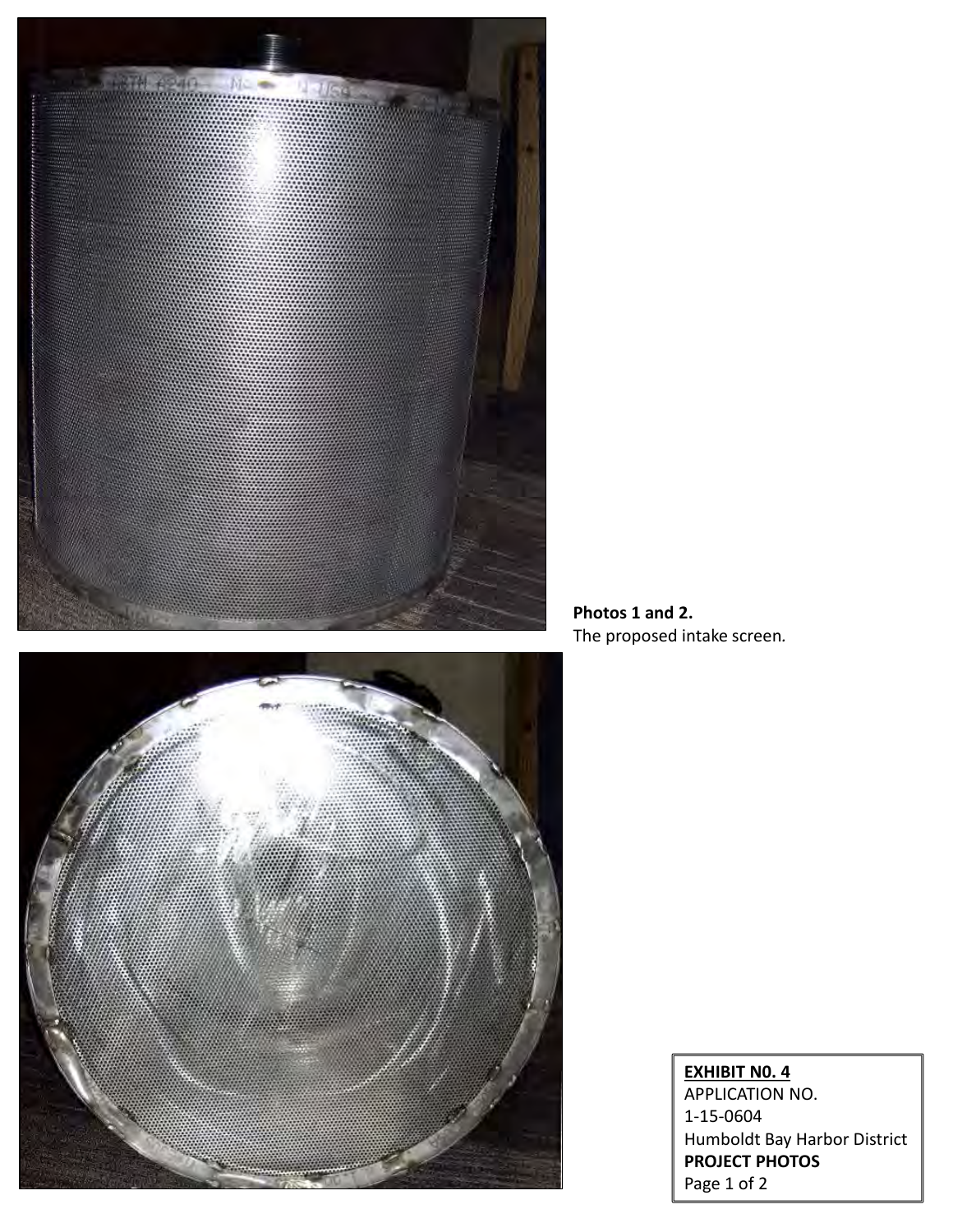**Photos 1 and 2.**
The proposed intake screen.

**EXHIBIT N0. 4**
APPLICATION NO.
1-15-0604
Humboldt Bay Harbor District
**PROJECT PHOTOS**
Page 1 of 2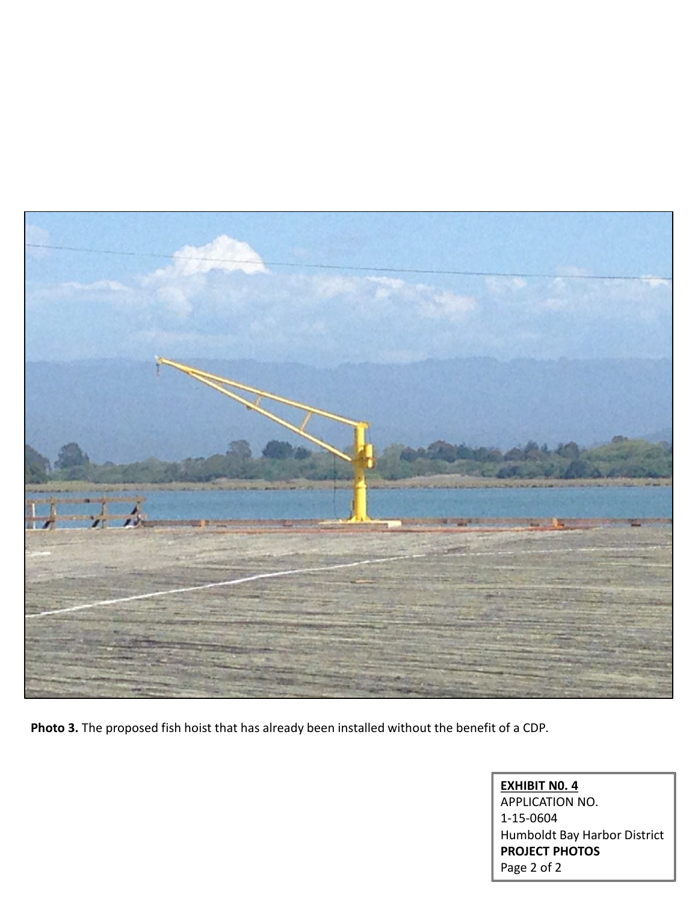**Photo 3.** The proposed fish hoist that has already been installed without the benefit of a CDP.

**EXHIBIT N0. 4**
APPLICATION NO.
1-15-0604
Humboldt Bay Harbor District
**PROJECT PHOTOS**
Page 2 of 2